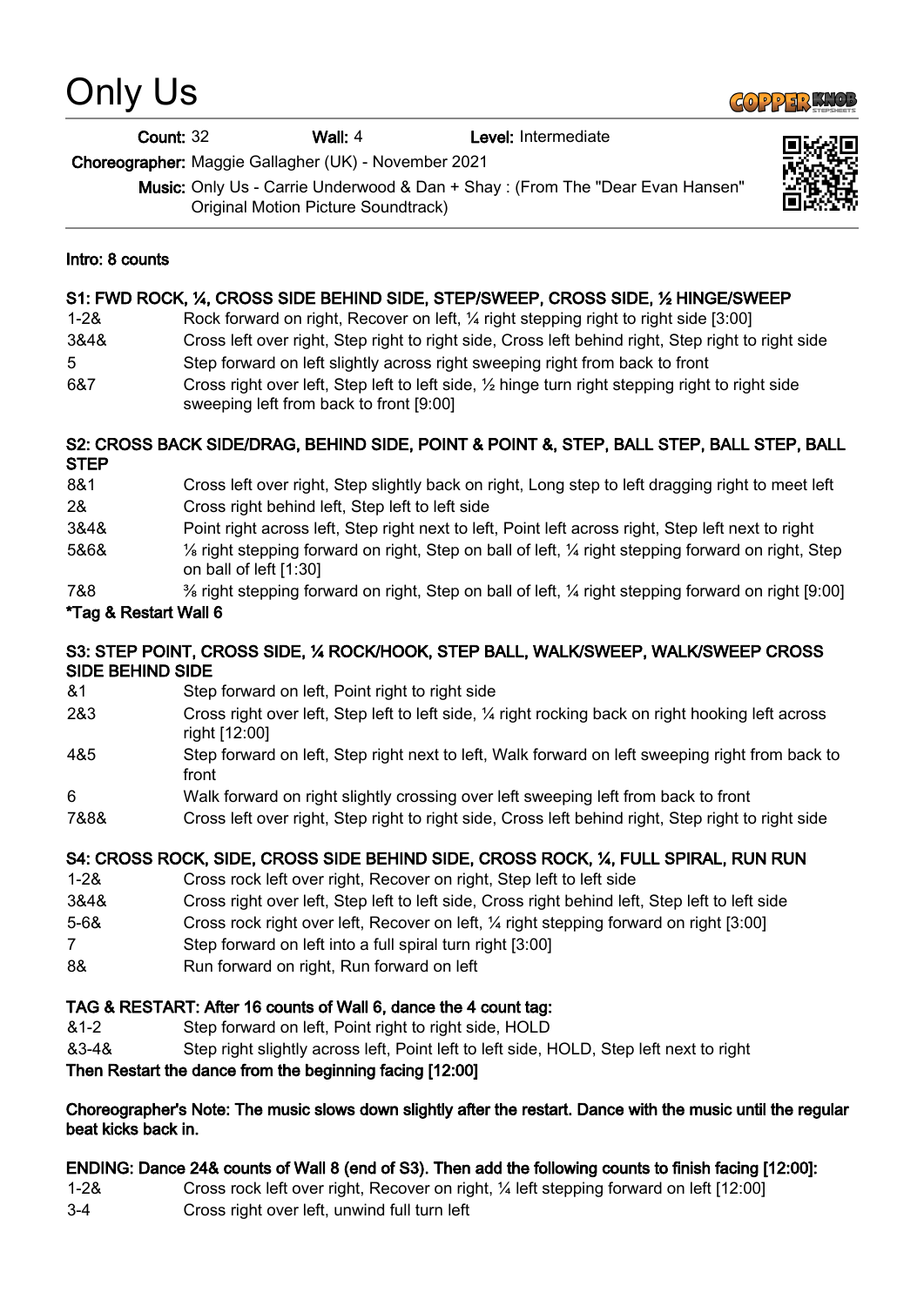# Only Us

**Count:** 32 **Wall:** 4 **Level:** Intermediate

**Choreographer:** Maggie Gallagher (UK) - November 2021

**Music:** Only Us - Carrie Underwood & Dan + Shay : (From The "Dear Evan Hansen" Original Motion Picture Soundtrack)

**Intro: 8 counts**

**S1: FWD ROCK, ¼, CROSS SIDE BEHIND SIDE, STEP/SWEEP, CROSS SIDE, ½ HINGE/SWEEP**

| | |
|---|---|
| 1-2& | Rock forward on right, Recover on left, ¼ right stepping right to right side [3:00] |
| 3&4& | Cross left over right, Step right to right side, Cross left behind right, Step right to right side |
| 5 | Step forward on left slightly across right sweeping right from back to front |
| 6&7 | Cross right over left, Step left to left side, ½ hinge turn right stepping right to right side sweeping left from back to front [9:00] |

**S2: CROSS BACK SIDE/DRAG, BEHIND SIDE, POINT & POINT &, STEP, BALL STEP, BALL STEP, BALL STEP**

| | |
|---|---|
| 8&1 | Cross left over right, Step slightly back on right, Long step to left dragging right to meet left |
| 2& | Cross right behind left, Step left to left side |
| 3&4& | Point right across left, Step right next to left, Point left across right, Step left next to right |
| 5&6& | ⅛ right stepping forward on right, Step on ball of left, ¼ right stepping forward on right, Step on ball of left [1:30] |
| 7&8 | ⅜ right stepping forward on right, Step on ball of left, ¼ right stepping forward on right [9:00] |

**\*Tag & Restart Wall 6**

**S3: STEP POINT, CROSS SIDE, ¼ ROCK/HOOK, STEP BALL, WALK/SWEEP, WALK/SWEEP CROSS SIDE BEHIND SIDE**

| | |
|---|---|
| &1 | Step forward on left, Point right to right side |
| 2&3 | Cross right over left, Step left to left side, ¼ right rocking back on right hooking left across right [12:00] |
| 4&5 | Step forward on left, Step right next to left, Walk forward on left sweeping right from back to front |
| 6 | Walk forward on right slightly crossing over left sweeping left from back to front |
| 7&8& | Cross left over right, Step right to right side, Cross left behind right, Step right to right side |

**S4: CROSS ROCK, SIDE, CROSS SIDE BEHIND SIDE, CROSS ROCK, ¼, FULL SPIRAL, RUN RUN**

| | |
|---|---|
| 1-2& | Cross rock left over right, Recover on right, Step left to left side |
| 3&4& | Cross right over left, Step left to left side, Cross right behind left, Step left to left side |
| 5-6& | Cross rock right over left, Recover on left, ¼ right stepping forward on right [3:00] |
| 7 | Step forward on left into a full spiral turn right [3:00] |
| 8& | Run forward on right, Run forward on left |

**TAG & RESTART: After 16 counts of Wall 6, dance the 4 count tag:**

| | |
|---|---|
| &1-2 | Step forward on left, Point right to right side, HOLD |
| &3-4& | Step right slightly across left, Point left to left side, HOLD, Step left next to right |

**Then Restart the dance from the beginning facing [12:00]**

**Choreographer's Note: The music slows down slightly after the restart. Dance with the music until the regular beat kicks back in.**

**ENDING: Dance 24& counts of Wall 8 (end of S3). Then add the following counts to finish facing [12:00]:**

| | |
|---|---|
| 1-2& | Cross rock left over right, Recover on right, ¼ left stepping forward on left [12:00] |
| 3-4 | Cross right over left, unwind full turn left |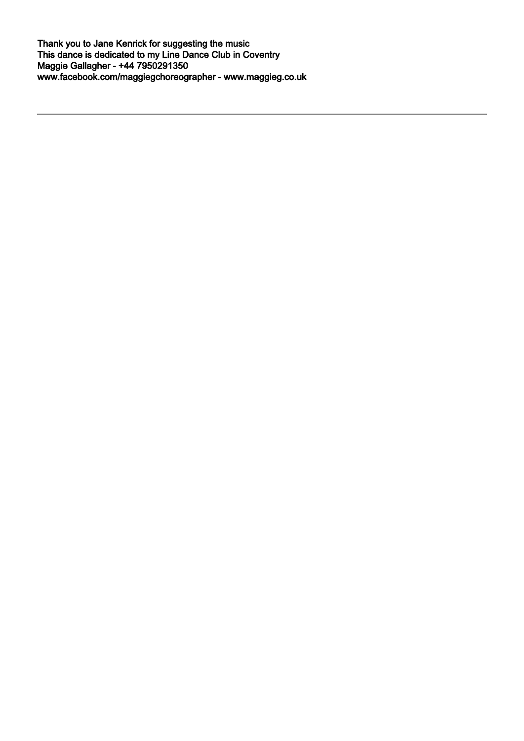Thank you to Jane Kenrick for suggesting the music
This dance is dedicated to my Line Dance Club in Coventry
Maggie Gallagher - +44 7950291350
www.facebook.com/maggiegchoreographer - www.maggieg.co.uk

---